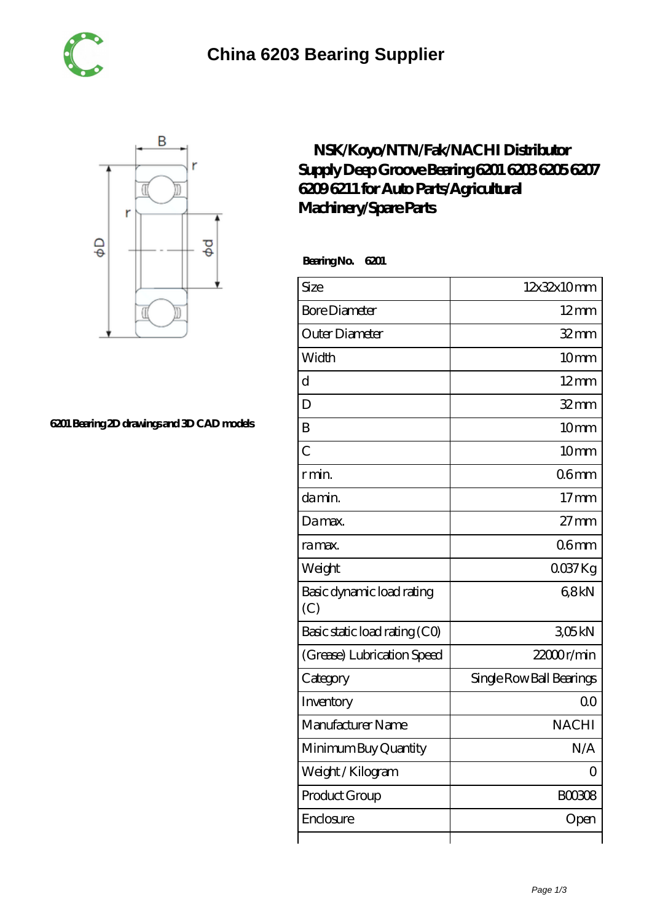# China 6203 Bearing Supplier

6201 Bearing 2D drawings and 3D CAD models

## NSK/Koyo/NTN/Fak/NACHI Distributor Supply Deep Groove Bearing 6201 6203 6205 6207 6209 6211 for Auto Parts/Agricultural Machinery/Spare Parts

**Bearing No. 6201**

| | |
|---|---|
| Size | 12x32x10 mm |
| Bore Diameter | 12 mm |
| Outer Diameter | 32 mm |
| Width | 10 mm |
| d | 12 mm |
| D | 32 mm |
| B | 10 mm |
| C | 10 mm |
| r min. | 0.6 mm |
| da min. | 17 mm |
| Da max. | 27 mm |
| ra max. | 0.6 mm |
| Weight | 0.037 Kg |
| Basic dynamic load rating (C) | 6,8 kN |
| Basic static load rating (C0) | 3,05 kN |
| (Grease) Lubrication Speed | 22000 r/min |
| Category | Single Row Ball Bearings |
| Inventory | 0.0 |
| Manufacturer Name | NACHI |
| Minimum Buy Quantity | N/A |
| Weight / Kilogram | 0 |
| Product Group | B00308 |
| Enclosure | Open |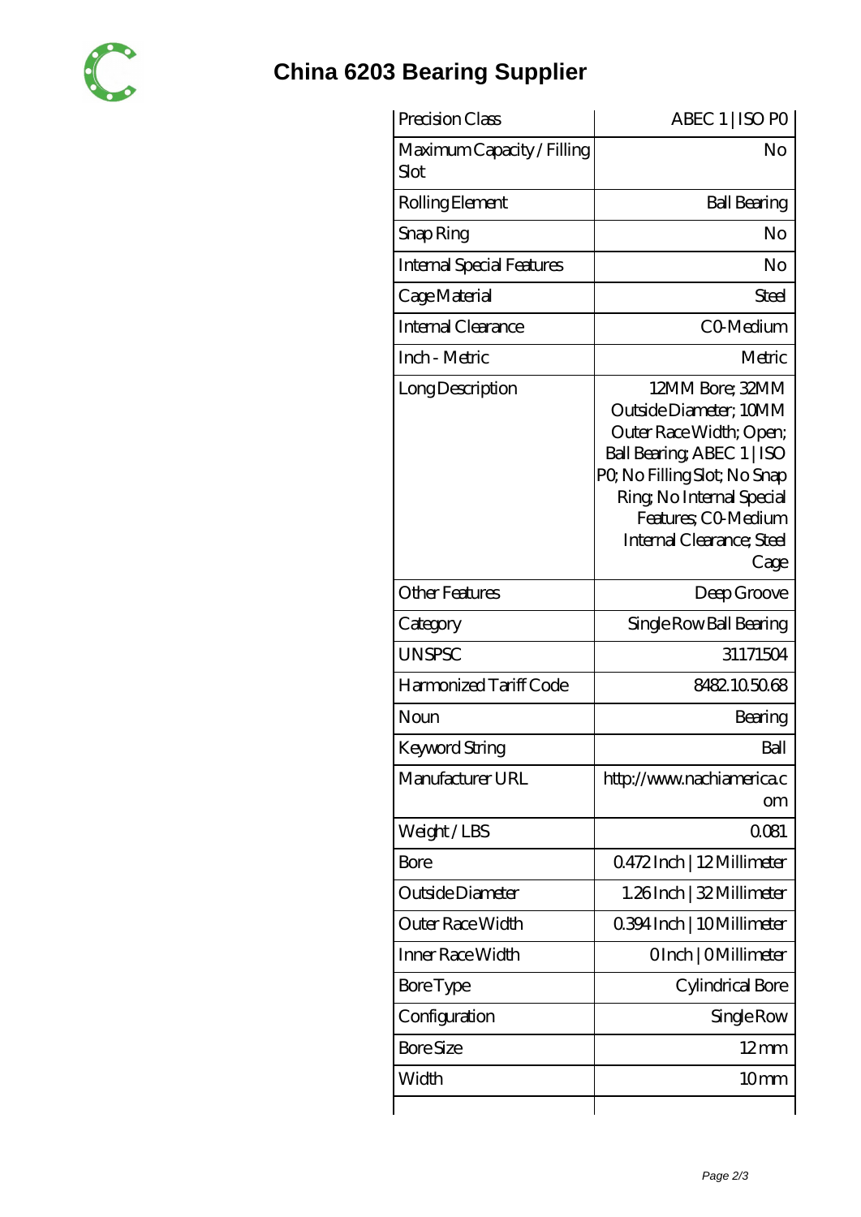# China 6203 Bearing Supplier

| | |
|---|---|
| Precision Class | ABEC 1 \| ISO P0 |
| Maximum Capacity / Filling Slot | No |
| Rolling Element | Ball Bearing |
| Snap Ring | No |
| Internal Special Features | No |
| Cage Material | Steel |
| Internal Clearance | C0-Medium |
| Inch - Metric | Metric |
| Long Description | 12MM Bore; 32MM Outside Diameter; 10MM Outer Race Width; Open; Ball Bearing; ABEC 1 \| ISO P0; No Filling Slot; No Snap Ring; No Internal Special Features; C0-Medium Internal Clearance; Steel Cage |
| Other Features | Deep Groove |
| Category | Single Row Ball Bearing |
| UNSPSC | 31171504 |
| Harmonized Tariff Code | 8482.10.50.68 |
| Noun | Bearing |
| Keyword String | Ball |
| Manufacturer URL | http://www.nachiamerica.com |
| Weight / LBS | 0.081 |
| Bore | 0.472 Inch \| 12 Millimeter |
| Outside Diameter | 1.26 Inch \| 32 Millimeter |
| Outer Race Width | 0.394 Inch \| 10 Millimeter |
| Inner Race Width | 0 Inch \| 0 Millimeter |
| Bore Type | Cylindrical Bore |
| Configuration | Single Row |
| Bore Size | 12 mm |
| Width | 10 mm |
| | |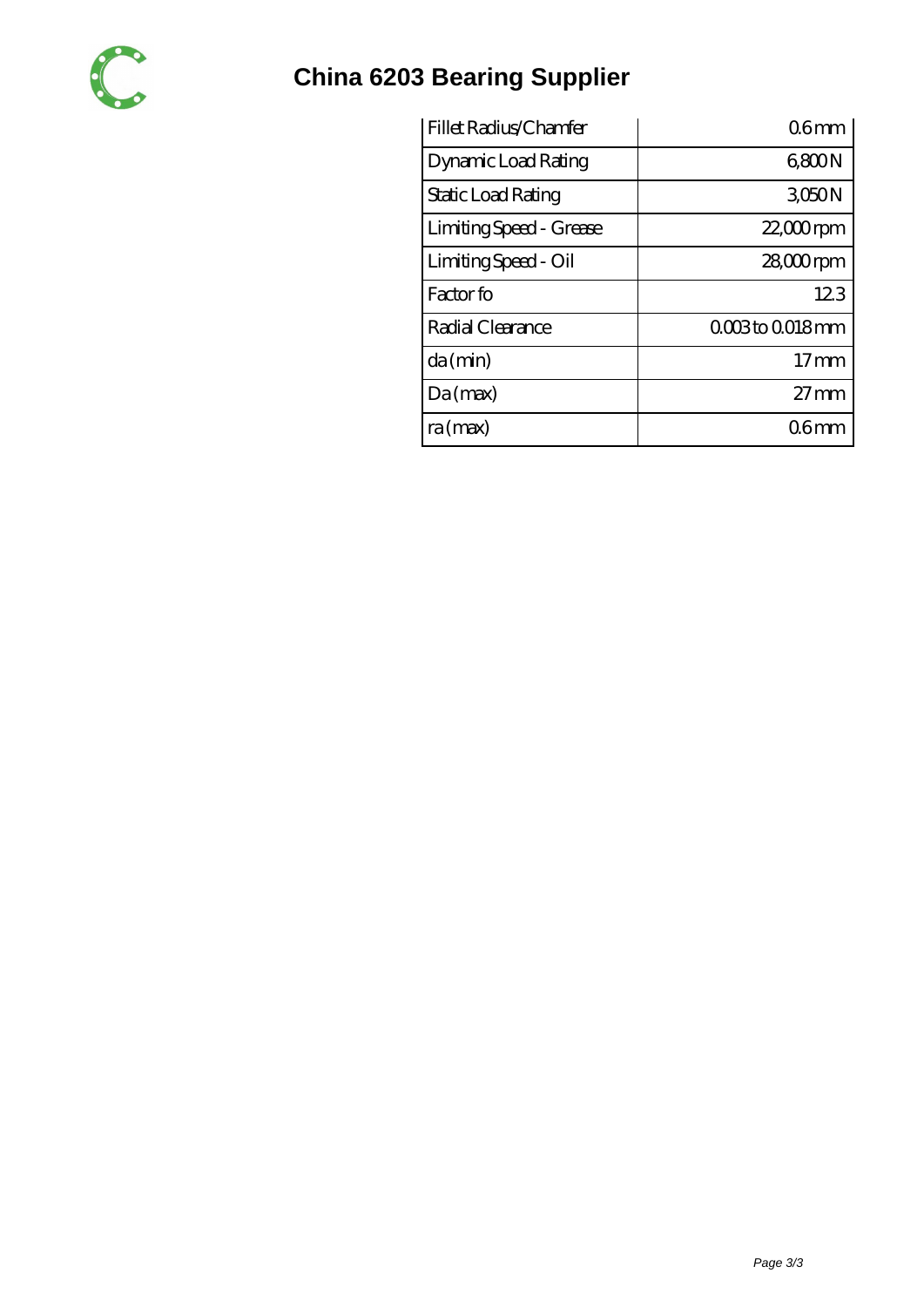| | |
|---|---|
| Fillet Radius/Chamfer | 0.6 mm |
| Dynamic Load Rating | 6,800 N |
| Static Load Rating | 3,050 N |
| Limiting Speed - Grease | 22,000 rpm |
| Limiting Speed - Oil | 28,000 rpm |
| Factor fo | 12.3 |
| Radial Clearance | 0.003 to 0.018 mm |
| da (min) | 17 mm |
| Da (max) | 27 mm |
| ra (max) | 0.6 mm |